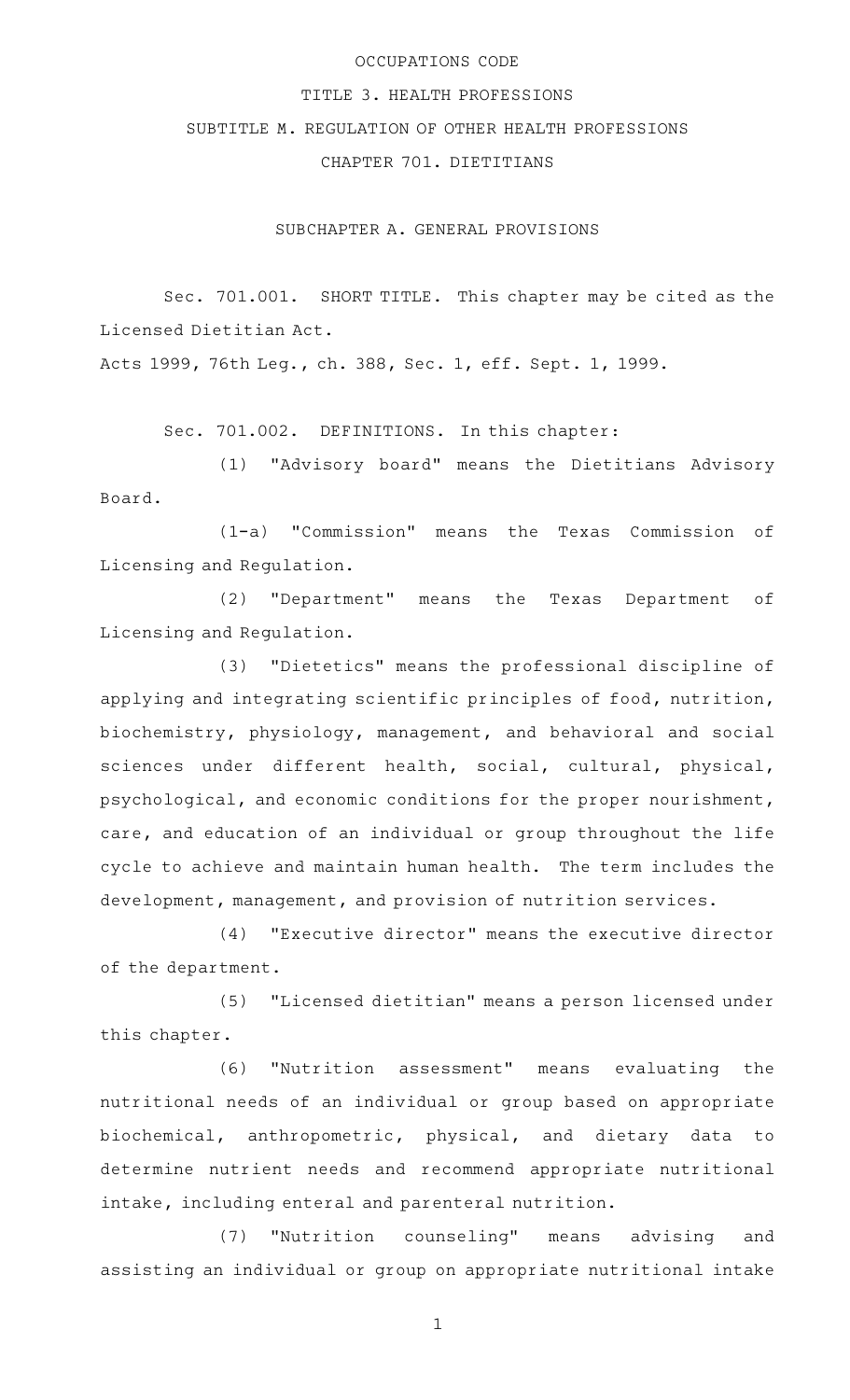# OCCUPATIONS CODE

## TITLE 3. HEALTH PROFESSIONS

## SUBTITLE M. REGULATION OF OTHER HEALTH PROFESSIONS

## CHAPTER 701. DIETITIANS

### SUBCHAPTER A. GENERAL PROVISIONS

Sec. 701.001. SHORT TITLE. This chapter may be cited as the Licensed Dietitian Act.

Acts 1999, 76th Leg., ch. 388, Sec. 1, eff. Sept. 1, 1999.

Sec. 701.002. DEFINITIONS. In this chapter:

(1) "Advisory board" means the Dietitians Advisory Board.

(1-a) "Commission" means the Texas Commission of Licensing and Regulation.

(2) "Department" means the Texas Department of Licensing and Regulation.

(3) "Dietetics" means the professional discipline of applying and integrating scientific principles of food, nutrition, biochemistry, physiology, management, and behavioral and social sciences under different health, social, cultural, physical, psychological, and economic conditions for the proper nourishment, care, and education of an individual or group throughout the life cycle to achieve and maintain human health. The term includes the development, management, and provision of nutrition services.

(4) "Executive director" means the executive director of the department.

(5) "Licensed dietitian" means a person licensed under this chapter.

(6) "Nutrition assessment" means evaluating the nutritional needs of an individual or group based on appropriate biochemical, anthropometric, physical, and dietary data to determine nutrient needs and recommend appropriate nutritional intake, including enteral and parenteral nutrition.

(7) "Nutrition counseling" means advising and assisting an individual or group on appropriate nutritional intake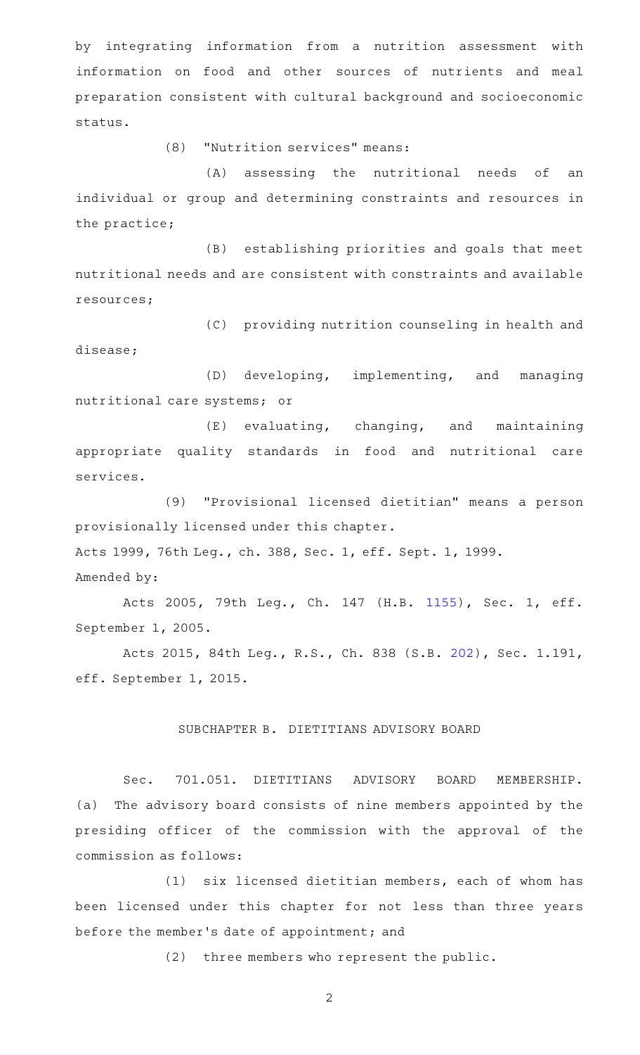by integrating information from a nutrition assessment with information on food and other sources of nutrients and meal preparation consistent with cultural background and socioeconomic status.

(8) "Nutrition services" means:

(A) assessing the nutritional needs of an individual or group and determining constraints and resources in the practice;

(B) establishing priorities and goals that meet nutritional needs and are consistent with constraints and available resources;

(C) providing nutrition counseling in health and disease;

(D) developing, implementing, and managing nutritional care systems; or

(E) evaluating, changing, and maintaining appropriate quality standards in food and nutritional care services.

(9) "Provisional licensed dietitian" means a person provisionally licensed under this chapter.

Acts 1999, 76th Leg., ch. 388, Sec. 1, eff. Sept. 1, 1999.

Amended by:

Acts 2005, 79th Leg., Ch. 147 (H.B. 1155), Sec. 1, eff. September 1, 2005.

Acts 2015, 84th Leg., R.S., Ch. 838 (S.B. 202), Sec. 1.191, eff. September 1, 2015.

## SUBCHAPTER B. DIETITIANS ADVISORY BOARD

Sec. 701.051. DIETITIANS ADVISORY BOARD MEMBERSHIP. (a) The advisory board consists of nine members appointed by the presiding officer of the commission with the approval of the commission as follows:

(1) six licensed dietitian members, each of whom has been licensed under this chapter for not less than three years before the member's date of appointment; and

(2) three members who represent the public.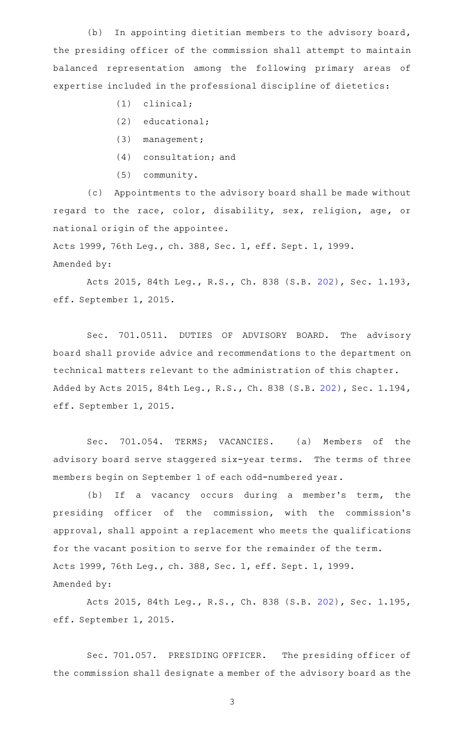(b) In appointing dietitian members to the advisory board, the presiding officer of the commission shall attempt to maintain balanced representation among the following primary areas of expertise included in the professional discipline of dietetics:

(1) clinical;

(2) educational;

(3) management;

(4) consultation; and

(5) community.

(c) Appointments to the advisory board shall be made without regard to the race, color, disability, sex, religion, age, or national origin of the appointee.

Acts 1999, 76th Leg., ch. 388, Sec. 1, eff. Sept. 1, 1999.

Amended by:

Acts 2015, 84th Leg., R.S., Ch. 838 (S.B. 202), Sec. 1.193, eff. September 1, 2015.

Sec. 701.0511. DUTIES OF ADVISORY BOARD. The advisory board shall provide advice and recommendations to the department on technical matters relevant to the administration of this chapter.

Added by Acts 2015, 84th Leg., R.S., Ch. 838 (S.B. 202), Sec. 1.194, eff. September 1, 2015.

Sec. 701.054. TERMS; VACANCIES. (a) Members of the advisory board serve staggered six-year terms. The terms of three members begin on September 1 of each odd-numbered year.

(b) If a vacancy occurs during a member's term, the presiding officer of the commission, with the commission's approval, shall appoint a replacement who meets the qualifications for the vacant position to serve for the remainder of the term.

Acts 1999, 76th Leg., ch. 388, Sec. 1, eff. Sept. 1, 1999.

Amended by:

Acts 2015, 84th Leg., R.S., Ch. 838 (S.B. 202), Sec. 1.195, eff. September 1, 2015.

Sec. 701.057. PRESIDING OFFICER. The presiding officer of the commission shall designate a member of the advisory board as the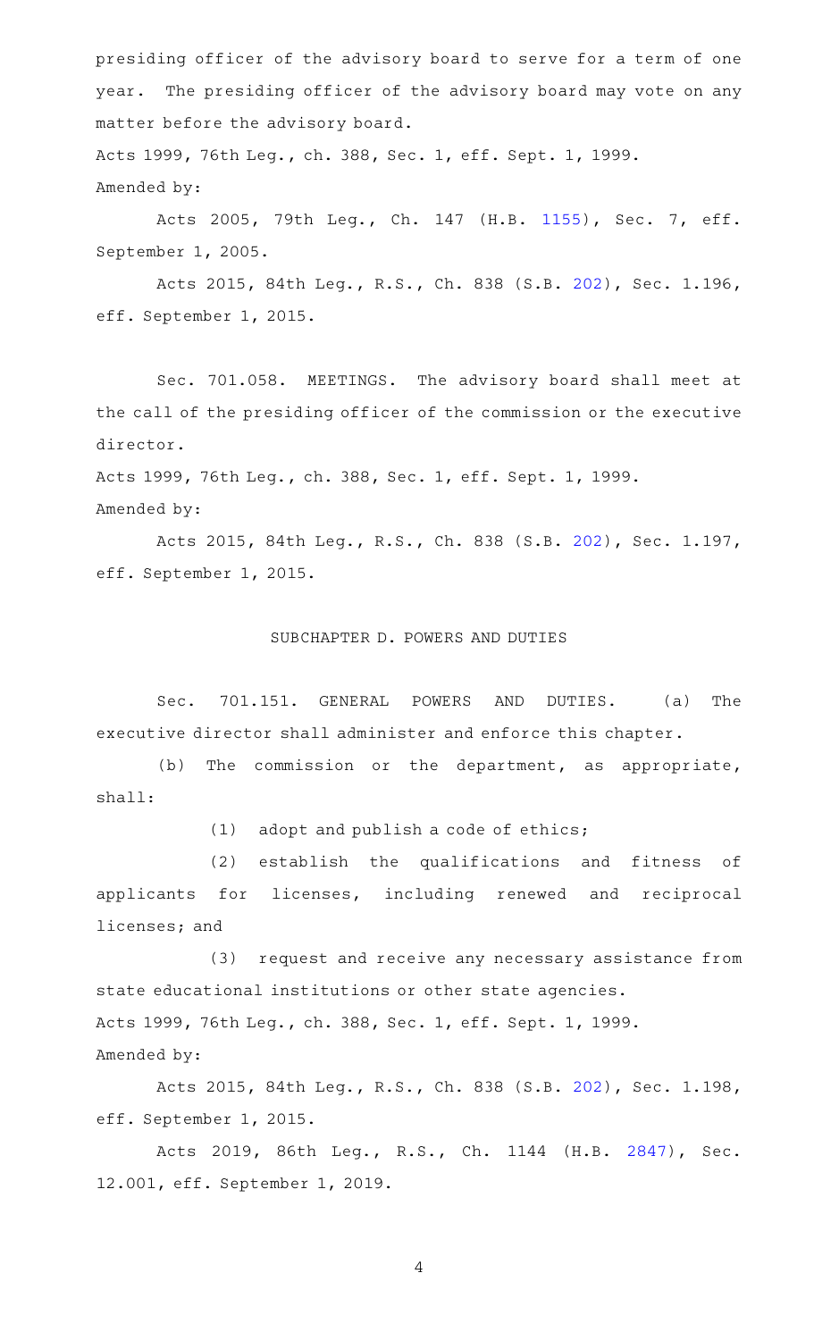presiding officer of the advisory board to serve for a term of one year. The presiding officer of the advisory board may vote on any matter before the advisory board.

Acts 1999, 76th Leg., ch. 388, Sec. 1, eff. Sept. 1, 1999.
Amended by:

Acts 2005, 79th Leg., Ch. 147 (H.B. 1155), Sec. 7, eff. September 1, 2005.

Acts 2015, 84th Leg., R.S., Ch. 838 (S.B. 202), Sec. 1.196, eff. September 1, 2015.

Sec. 701.058. MEETINGS. The advisory board shall meet at the call of the presiding officer of the commission or the executive director.

Acts 1999, 76th Leg., ch. 388, Sec. 1, eff. Sept. 1, 1999.
Amended by:

Acts 2015, 84th Leg., R.S., Ch. 838 (S.B. 202), Sec. 1.197, eff. September 1, 2015.

## SUBCHAPTER D. POWERS AND DUTIES

Sec. 701.151. GENERAL POWERS AND DUTIES. (a) The executive director shall administer and enforce this chapter.

(b) The commission or the department, as appropriate, shall:

(1) adopt and publish a code of ethics;

(2) establish the qualifications and fitness of applicants for licenses, including renewed and reciprocal licenses; and

(3) request and receive any necessary assistance from state educational institutions or other state agencies.

Acts 1999, 76th Leg., ch. 388, Sec. 1, eff. Sept. 1, 1999.
Amended by:

Acts 2015, 84th Leg., R.S., Ch. 838 (S.B. 202), Sec. 1.198, eff. September 1, 2015.

Acts 2019, 86th Leg., R.S., Ch. 1144 (H.B. 2847), Sec. 12.001, eff. September 1, 2019.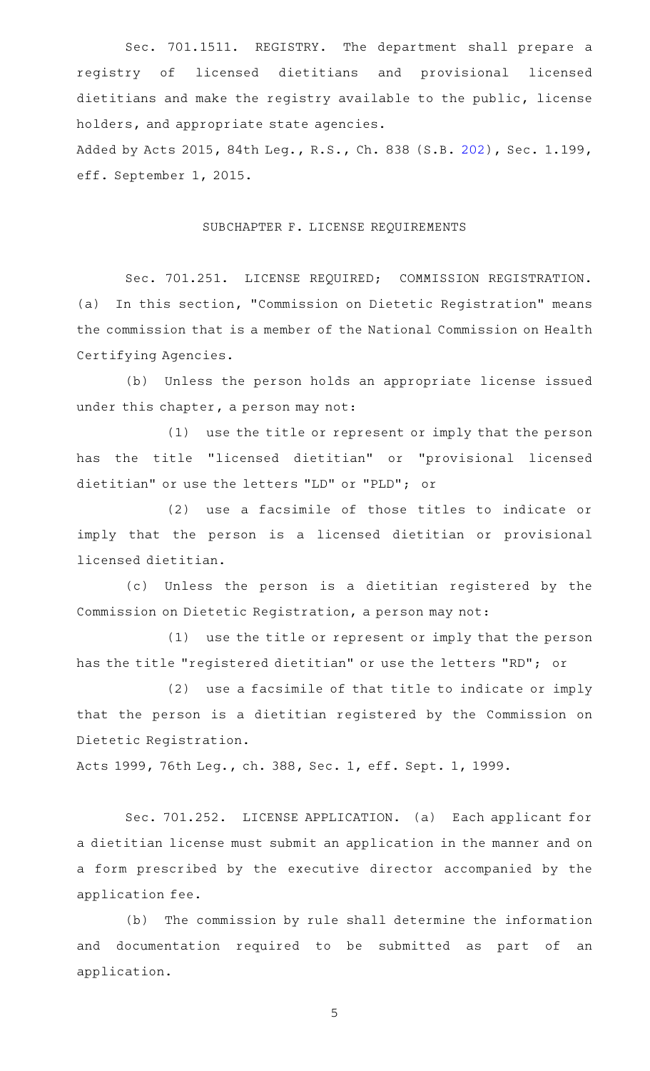Sec. 701.1511. REGISTRY. The department shall prepare a registry of licensed dietitians and provisional licensed dietitians and make the registry available to the public, license holders, and appropriate state agencies.

Added by Acts 2015, 84th Leg., R.S., Ch. 838 (S.B. 202), Sec. 1.199, eff. September 1, 2015.

## SUBCHAPTER F. LICENSE REQUIREMENTS

Sec. 701.251. LICENSE REQUIRED; COMMISSION REGISTRATION. (a) In this section, "Commission on Dietetic Registration" means the commission that is a member of the National Commission on Health Certifying Agencies.

(b) Unless the person holds an appropriate license issued under this chapter, a person may not:

(1) use the title or represent or imply that the person has the title "licensed dietitian" or "provisional licensed dietitian" or use the letters "LD" or "PLD"; or

(2) use a facsimile of those titles to indicate or imply that the person is a licensed dietitian or provisional licensed dietitian.

(c) Unless the person is a dietitian registered by the Commission on Dietetic Registration, a person may not:

(1) use the title or represent or imply that the person has the title "registered dietitian" or use the letters "RD"; or

(2) use a facsimile of that title to indicate or imply that the person is a dietitian registered by the Commission on Dietetic Registration.

Acts 1999, 76th Leg., ch. 388, Sec. 1, eff. Sept. 1, 1999.

Sec. 701.252. LICENSE APPLICATION. (a) Each applicant for a dietitian license must submit an application in the manner and on a form prescribed by the executive director accompanied by the application fee.

(b) The commission by rule shall determine the information and documentation required to be submitted as part of an application.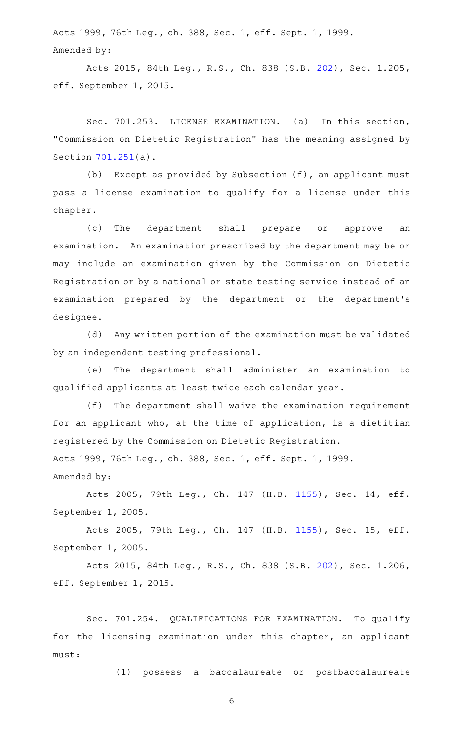Acts 1999, 76th Leg., ch. 388, Sec. 1, eff. Sept. 1, 1999.
Amended by:

Acts 2015, 84th Leg., R.S., Ch. 838 (S.B. 202), Sec. 1.205, eff. September 1, 2015.

Sec. 701.253. LICENSE EXAMINATION. (a) In this section, "Commission on Dietetic Registration" has the meaning assigned by Section 701.251(a).

(b) Except as provided by Subsection (f), an applicant must pass a license examination to qualify for a license under this chapter.

(c) The department shall prepare or approve an examination. An examination prescribed by the department may be or may include an examination given by the Commission on Dietetic Registration or by a national or state testing service instead of an examination prepared by the department or the department's designee.

(d) Any written portion of the examination must be validated by an independent testing professional.

(e) The department shall administer an examination to qualified applicants at least twice each calendar year.

(f) The department shall waive the examination requirement for an applicant who, at the time of application, is a dietitian registered by the Commission on Dietetic Registration.

Acts 1999, 76th Leg., ch. 388, Sec. 1, eff. Sept. 1, 1999.
Amended by:

Acts 2005, 79th Leg., Ch. 147 (H.B. 1155), Sec. 14, eff. September 1, 2005.

Acts 2005, 79th Leg., Ch. 147 (H.B. 1155), Sec. 15, eff. September 1, 2005.

Acts 2015, 84th Leg., R.S., Ch. 838 (S.B. 202), Sec. 1.206, eff. September 1, 2015.

Sec. 701.254. QUALIFICATIONS FOR EXAMINATION. To qualify for the licensing examination under this chapter, an applicant must:

(1) possess a baccalaureate or postbaccalaureate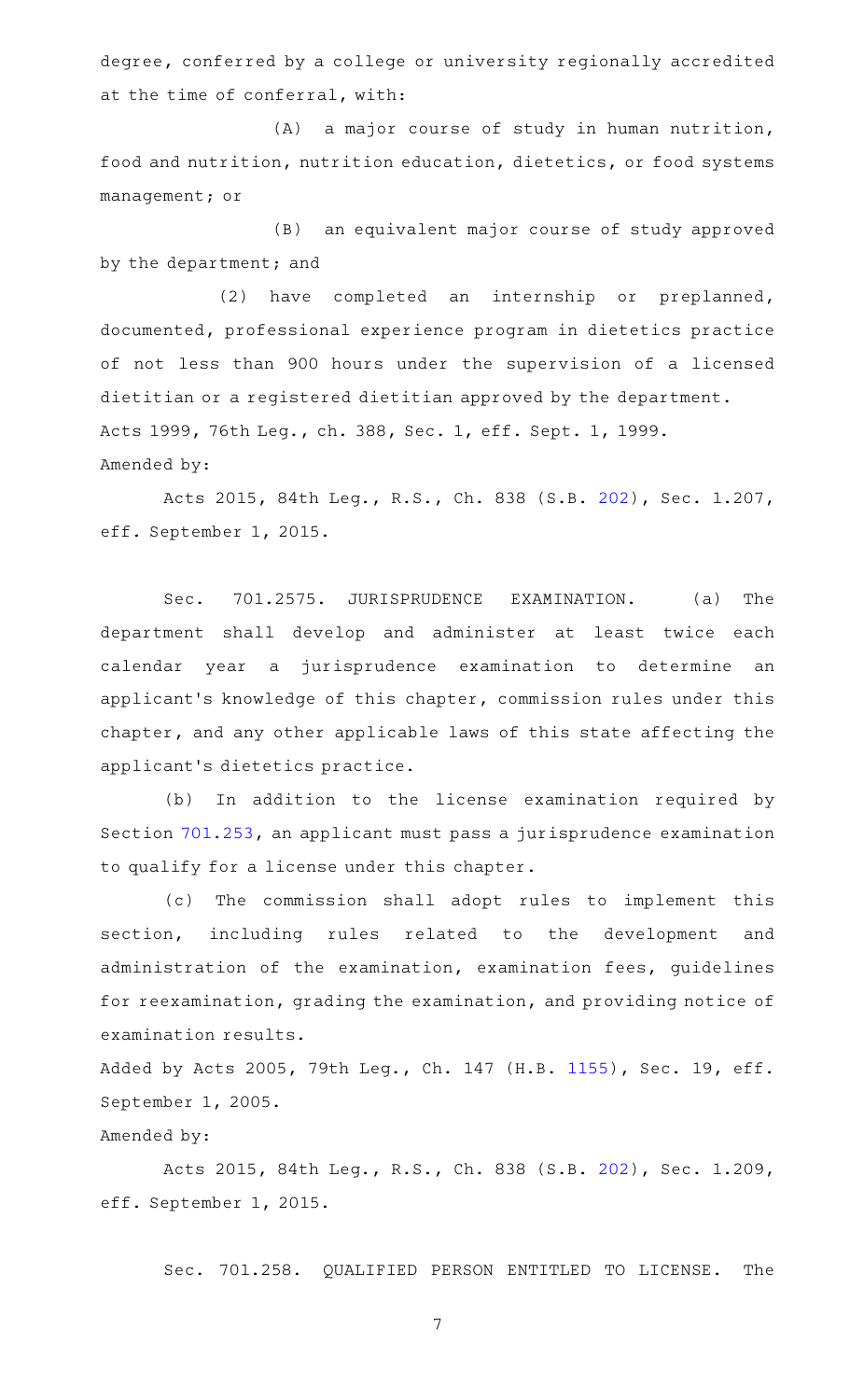degree, conferred by a college or university regionally accredited at the time of conferral, with:

(A) a major course of study in human nutrition, food and nutrition, nutrition education, dietetics, or food systems management; or

(B) an equivalent major course of study approved by the department; and

(2) have completed an internship or preplanned, documented, professional experience program in dietetics practice of not less than 900 hours under the supervision of a licensed dietitian or a registered dietitian approved by the department.

Acts 1999, 76th Leg., ch. 388, Sec. 1, eff. Sept. 1, 1999.

Amended by:

Acts 2015, 84th Leg., R.S., Ch. 838 (S.B. 202), Sec. 1.207, eff. September 1, 2015.

Sec. 701.2575. JURISPRUDENCE EXAMINATION. (a) The department shall develop and administer at least twice each calendar year a jurisprudence examination to determine an applicant's knowledge of this chapter, commission rules under this chapter, and any other applicable laws of this state affecting the applicant's dietetics practice.

(b) In addition to the license examination required by Section 701.253, an applicant must pass a jurisprudence examination to qualify for a license under this chapter.

(c) The commission shall adopt rules to implement this section, including rules related to the development and administration of the examination, examination fees, guidelines for reexamination, grading the examination, and providing notice of examination results.

Added by Acts 2005, 79th Leg., Ch. 147 (H.B. 1155), Sec. 19, eff. September 1, 2005.

Amended by:

Acts 2015, 84th Leg., R.S., Ch. 838 (S.B. 202), Sec. 1.209, eff. September 1, 2015.

Sec. 701.258. QUALIFIED PERSON ENTITLED TO LICENSE. The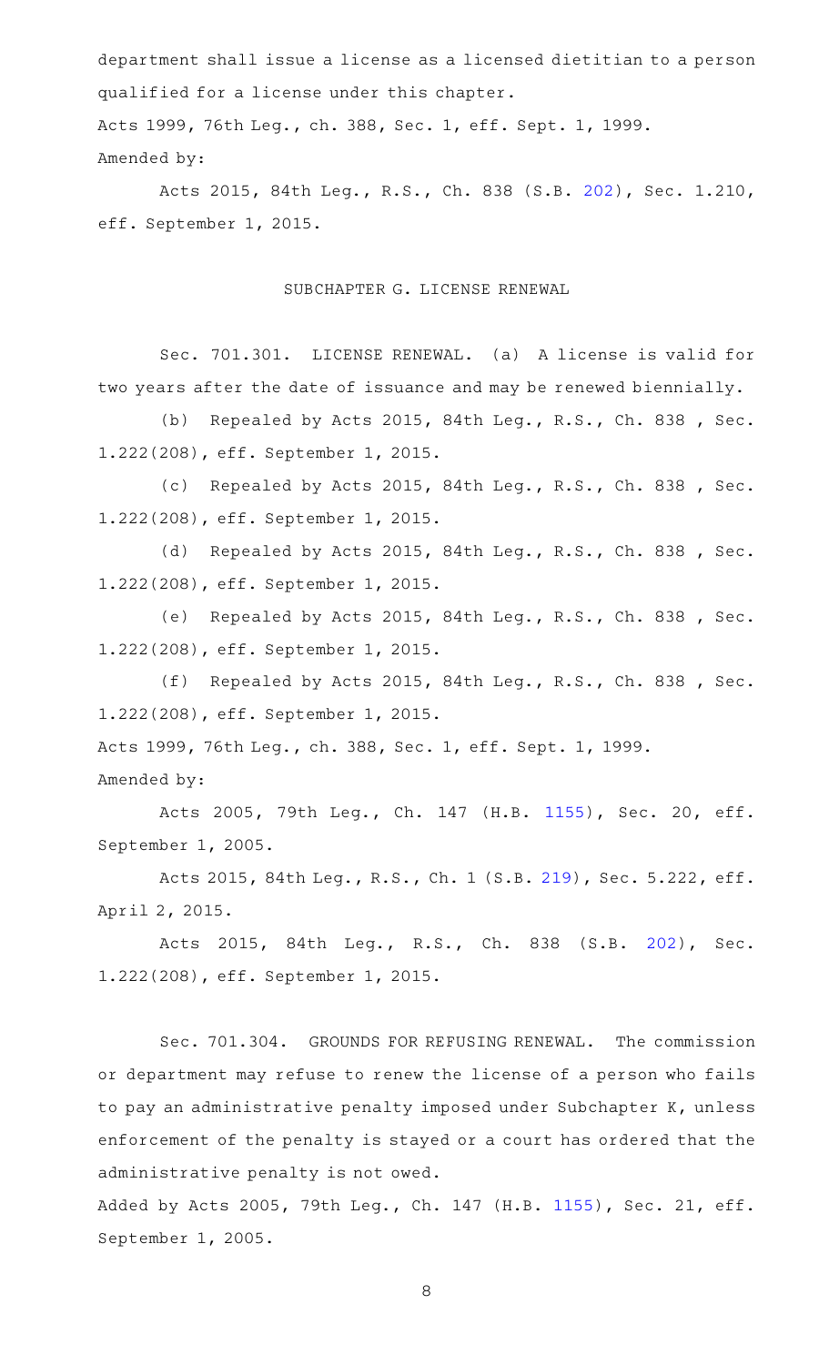department shall issue a license as a licensed dietitian to a person qualified for a license under this chapter.

Acts 1999, 76th Leg., ch. 388, Sec. 1, eff. Sept. 1, 1999.

Amended by:

Acts 2015, 84th Leg., R.S., Ch. 838 (S.B. 202), Sec. 1.210, eff. September 1, 2015.

## SUBCHAPTER G. LICENSE RENEWAL

Sec. 701.301. LICENSE RENEWAL. (a) A license is valid for two years after the date of issuance and may be renewed biennially.

(b) Repealed by Acts 2015, 84th Leg., R.S., Ch. 838 , Sec. 1.222(208), eff. September 1, 2015.

(c) Repealed by Acts 2015, 84th Leg., R.S., Ch. 838 , Sec. 1.222(208), eff. September 1, 2015.

(d) Repealed by Acts 2015, 84th Leg., R.S., Ch. 838 , Sec. 1.222(208), eff. September 1, 2015.

(e) Repealed by Acts 2015, 84th Leg., R.S., Ch. 838 , Sec. 1.222(208), eff. September 1, 2015.

(f) Repealed by Acts 2015, 84th Leg., R.S., Ch. 838 , Sec. 1.222(208), eff. September 1, 2015.

Acts 1999, 76th Leg., ch. 388, Sec. 1, eff. Sept. 1, 1999.

Amended by:

Acts 2005, 79th Leg., Ch. 147 (H.B. 1155), Sec. 20, eff. September 1, 2005.

Acts 2015, 84th Leg., R.S., Ch. 1 (S.B. 219), Sec. 5.222, eff. April 2, 2015.

Acts 2015, 84th Leg., R.S., Ch. 838 (S.B. 202), Sec. 1.222(208), eff. September 1, 2015.

Sec. 701.304. GROUNDS FOR REFUSING RENEWAL. The commission or department may refuse to renew the license of a person who fails to pay an administrative penalty imposed under Subchapter K, unless enforcement of the penalty is stayed or a court has ordered that the administrative penalty is not owed.

Added by Acts 2005, 79th Leg., Ch. 147 (H.B. 1155), Sec. 21, eff. September 1, 2005.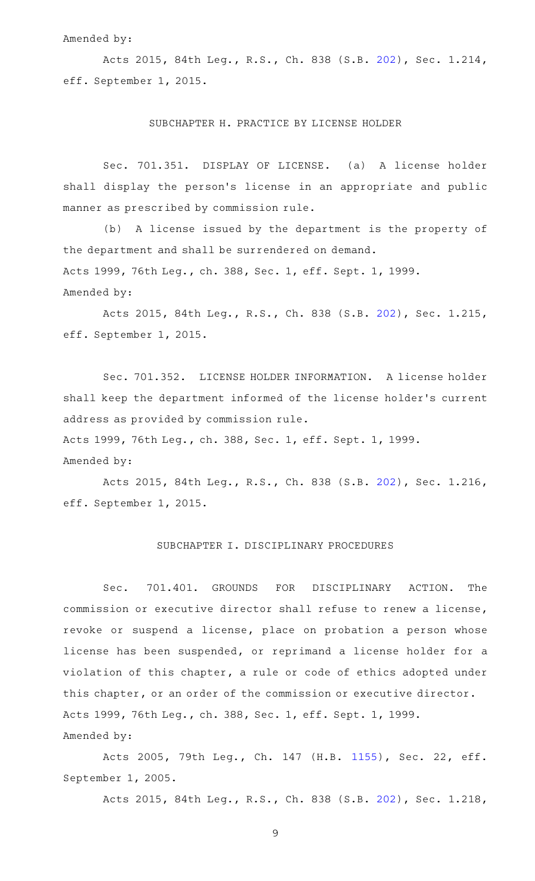Amended by:

Acts 2015, 84th Leg., R.S., Ch. 838 (S.B. 202), Sec. 1.214, eff. September 1, 2015.

## SUBCHAPTER H. PRACTICE BY LICENSE HOLDER

Sec. 701.351. DISPLAY OF LICENSE. (a) A license holder shall display the person's license in an appropriate and public manner as prescribed by commission rule.

(b) A license issued by the department is the property of the department and shall be surrendered on demand.

Acts 1999, 76th Leg., ch. 388, Sec. 1, eff. Sept. 1, 1999.

Amended by:

Acts 2015, 84th Leg., R.S., Ch. 838 (S.B. 202), Sec. 1.215, eff. September 1, 2015.

Sec. 701.352. LICENSE HOLDER INFORMATION. A license holder shall keep the department informed of the license holder's current address as provided by commission rule.

Acts 1999, 76th Leg., ch. 388, Sec. 1, eff. Sept. 1, 1999.

Amended by:

Acts 2015, 84th Leg., R.S., Ch. 838 (S.B. 202), Sec. 1.216, eff. September 1, 2015.

## SUBCHAPTER I. DISCIPLINARY PROCEDURES

Sec. 701.401. GROUNDS FOR DISCIPLINARY ACTION. The commission or executive director shall refuse to renew a license, revoke or suspend a license, place on probation a person whose license has been suspended, or reprimand a license holder for a violation of this chapter, a rule or code of ethics adopted under this chapter, or an order of the commission or executive director.

Acts 1999, 76th Leg., ch. 388, Sec. 1, eff. Sept. 1, 1999.

Amended by:

Acts 2005, 79th Leg., Ch. 147 (H.B. 1155), Sec. 22, eff. September 1, 2005.

Acts 2015, 84th Leg., R.S., Ch. 838 (S.B. 202), Sec. 1.218,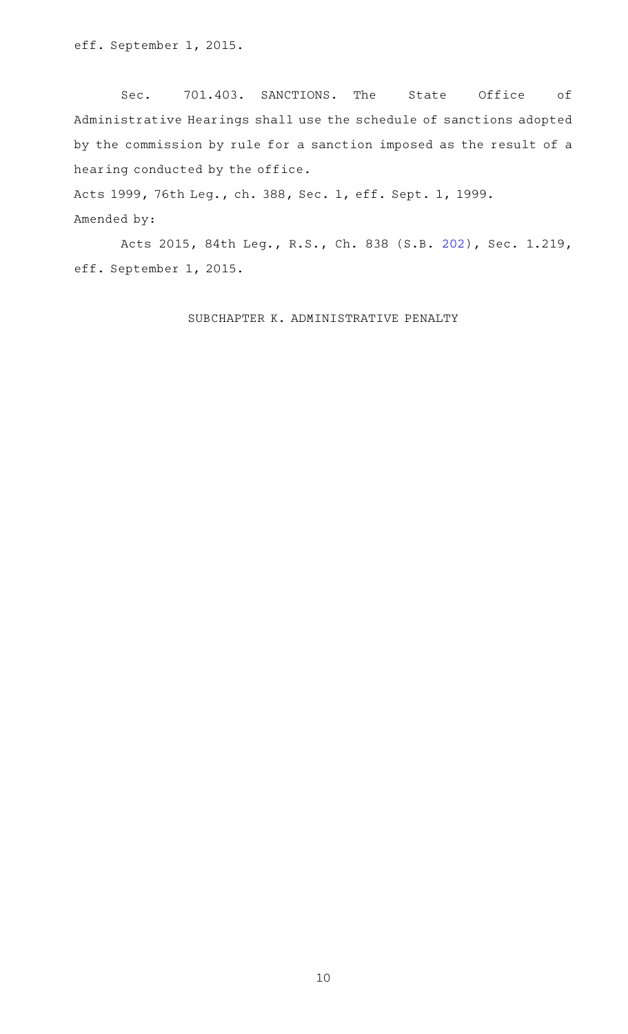eff. September 1, 2015.

Sec. 701.403. SANCTIONS. The State Office of Administrative Hearings shall use the schedule of sanctions adopted by the commission by rule for a sanction imposed as the result of a hearing conducted by the office.

Acts 1999, 76th Leg., ch. 388, Sec. 1, eff. Sept. 1, 1999.

Amended by:

Acts 2015, 84th Leg., R.S., Ch. 838 (S.B. 202), Sec. 1.219, eff. September 1, 2015.

SUBCHAPTER K. ADMINISTRATIVE PENALTY